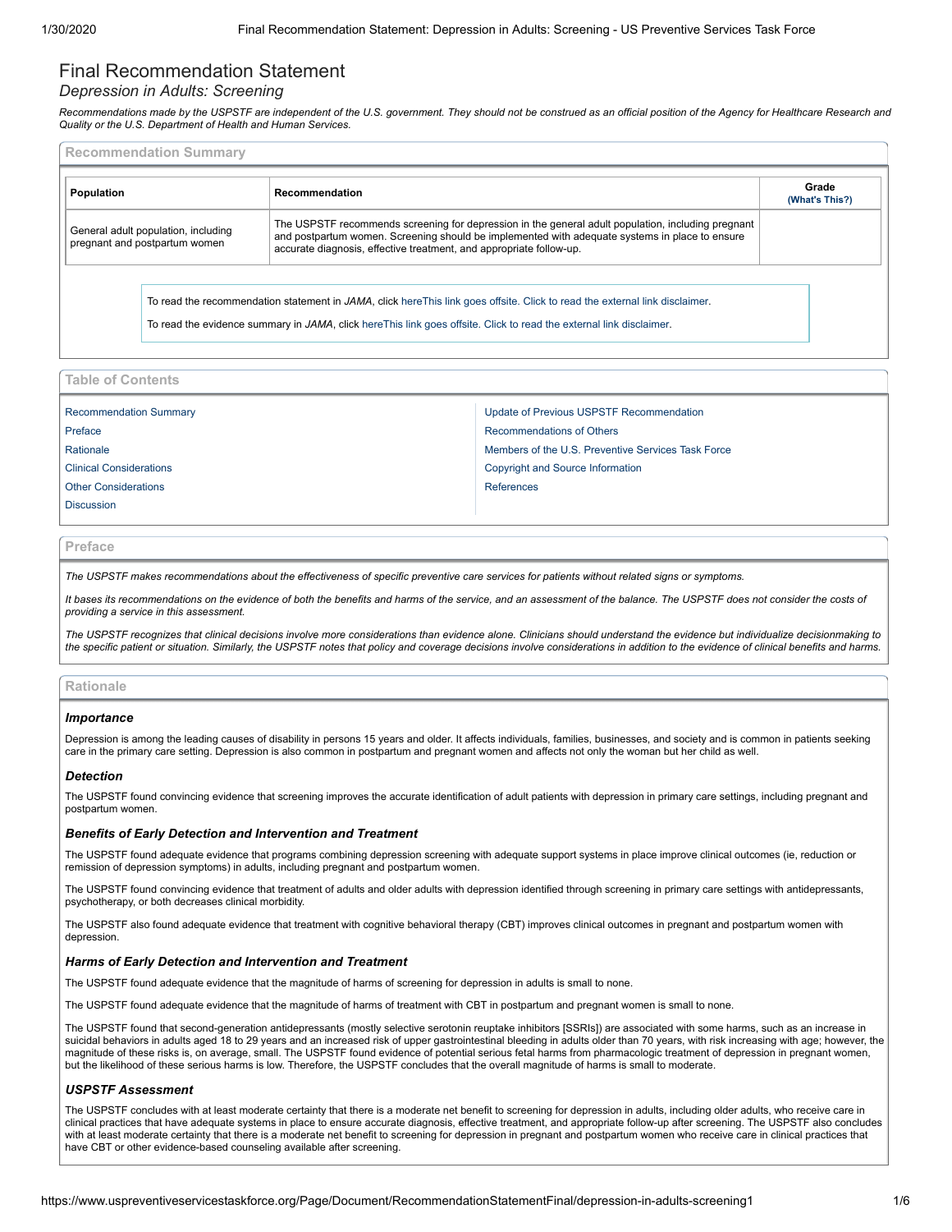# Final Recommendation Statement

*Depression in Adults: Screening*

*Recommendations made by the USPSTF are independent of the U.S. government. They should not be construed as an official position of the Agency for Healthcare Research and Quality or the U.S. Department of Health and Human Services.*

## Recommendation Summary

| Population | Recommendation | Grade (What's This?) |
|---|---|---|
| General adult population, including pregnant and postpartum women | The USPSTF recommends screening for depression in the general adult population, including pregnant and postpartum women. Screening should be implemented with adequate systems in place to ensure accurate diagnosis, effective treatment, and appropriate follow-up. | |

To read the recommendation statement in *JAMA*, click hereThis link goes offsite. Click to read the external link disclaimer.

To read the evidence summary in *JAMA*, click hereThis link goes offsite. Click to read the external link disclaimer.

## Table of Contents

- Recommendation Summary
- Preface
- Rationale
- Clinical Considerations
- Other Considerations
- Discussion
- Update of Previous USPSTF Recommendation
- Recommendations of Others
- Members of the U.S. Preventive Services Task Force
- Copyright and Source Information
- References

## Preface

*The USPSTF makes recommendations about the effectiveness of specific preventive care services for patients without related signs or symptoms.*

*It bases its recommendations on the evidence of both the benefits and harms of the service, and an assessment of the balance. The USPSTF does not consider the costs of providing a service in this assessment.*

*The USPSTF recognizes that clinical decisions involve more considerations than evidence alone. Clinicians should understand the evidence but individualize decisionmaking to the specific patient or situation. Similarly, the USPSTF notes that policy and coverage decisions involve considerations in addition to the evidence of clinical benefits and harms.*

## Rationale

### *Importance*

Depression is among the leading causes of disability in persons 15 years and older. It affects individuals, families, businesses, and society and is common in patients seeking care in the primary care setting. Depression is also common in postpartum and pregnant women and affects not only the woman but her child as well.

### *Detection*

The USPSTF found convincing evidence that screening improves the accurate identification of adult patients with depression in primary care settings, including pregnant and postpartum women.

### *Benefits of Early Detection and Intervention and Treatment*

The USPSTF found adequate evidence that programs combining depression screening with adequate support systems in place improve clinical outcomes (ie, reduction or remission of depression symptoms) in adults, including pregnant and postpartum women.

The USPSTF found convincing evidence that treatment of adults and older adults with depression identified through screening in primary care settings with antidepressants, psychotherapy, or both decreases clinical morbidity.

The USPSTF also found adequate evidence that treatment with cognitive behavioral therapy (CBT) improves clinical outcomes in pregnant and postpartum women with depression.

### *Harms of Early Detection and Intervention and Treatment*

The USPSTF found adequate evidence that the magnitude of harms of screening for depression in adults is small to none.

The USPSTF found adequate evidence that the magnitude of harms of treatment with CBT in postpartum and pregnant women is small to none.

The USPSTF found that second-generation antidepressants (mostly selective serotonin reuptake inhibitors [SSRIs]) are associated with some harms, such as an increase in suicidal behaviors in adults aged 18 to 29 years and an increased risk of upper gastrointestinal bleeding in adults older than 70 years, with risk increasing with age; however, the magnitude of these risks is, on average, small. The USPSTF found evidence of potential serious fetal harms from pharmacologic treatment of depression in pregnant women, but the likelihood of these serious harms is low. Therefore, the USPSTF concludes that the overall magnitude of harms is small to moderate.

### *USPSTF Assessment*

The USPSTF concludes with at least moderate certainty that there is a moderate net benefit to screening for depression in adults, including older adults, who receive care in clinical practices that have adequate systems in place to ensure accurate diagnosis, effective treatment, and appropriate follow-up after screening. The USPSTF also concludes with at least moderate certainty that there is a moderate net benefit to screening for depression in pregnant and postpartum women who receive care in clinical practices that have CBT or other evidence-based counseling available after screening.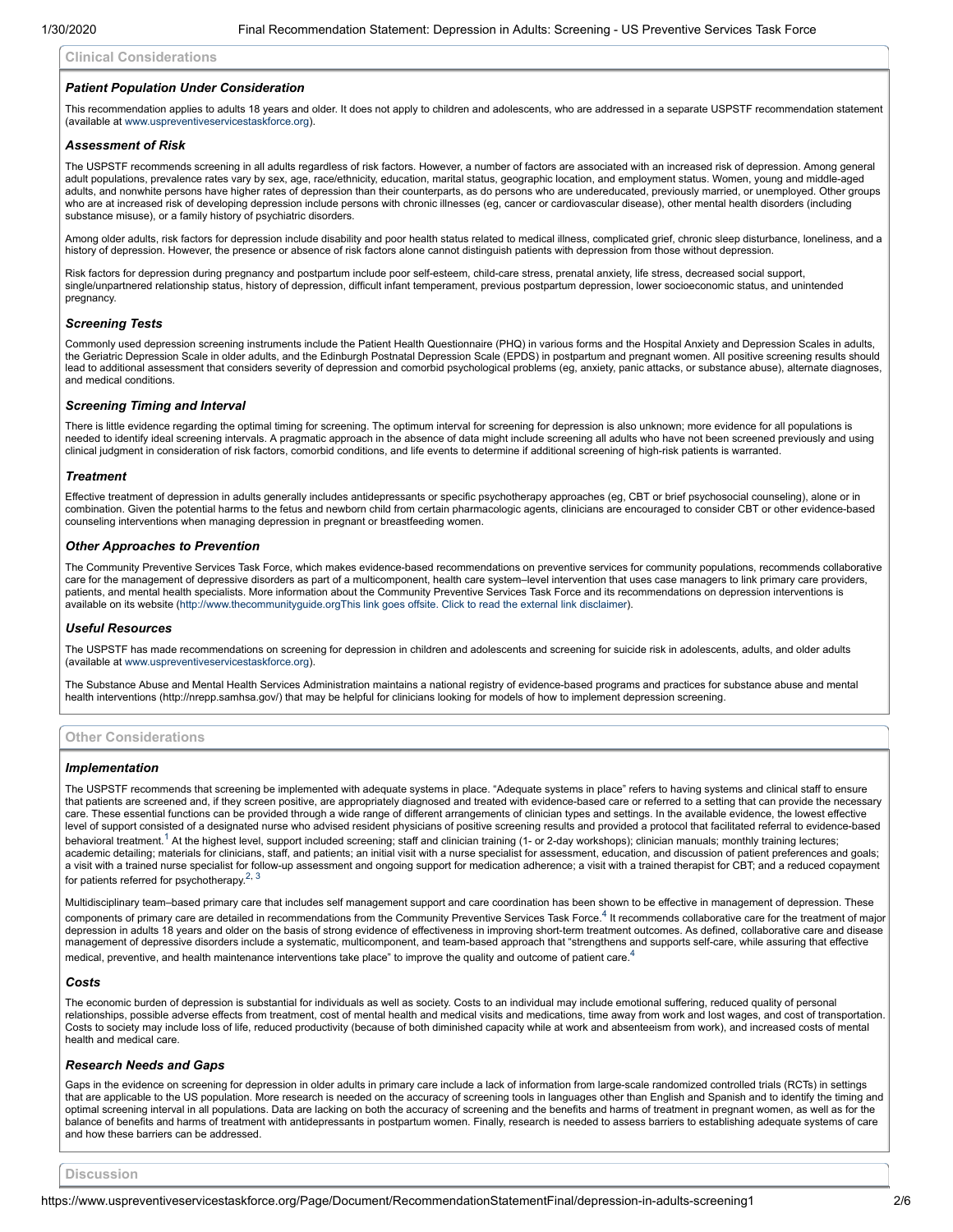## Clinical Considerations

### *Patient Population Under Consideration*

This recommendation applies to adults 18 years and older. It does not apply to children and adolescents, who are addressed in a separate USPSTF recommendation statement (available at www.uspreventiveservicestaskforce.org).

### *Assessment of Risk*

The USPSTF recommends screening in all adults regardless of risk factors. However, a number of factors are associated with an increased risk of depression. Among general adult populations, prevalence rates vary by sex, age, race/ethnicity, education, marital status, geographic location, and employment status. Women, young and middle-aged adults, and nonwhite persons have higher rates of depression than their counterparts, as do persons who are undereducated, previously married, or unemployed. Other groups who are at increased risk of developing depression include persons with chronic illnesses (eg, cancer or cardiovascular disease), other mental health disorders (including substance misuse), or a family history of psychiatric disorders.

Among older adults, risk factors for depression include disability and poor health status related to medical illness, complicated grief, chronic sleep disturbance, loneliness, and a history of depression. However, the presence or absence of risk factors alone cannot distinguish patients with depression from those without depression.

Risk factors for depression during pregnancy and postpartum include poor self-esteem, child-care stress, prenatal anxiety, life stress, decreased social support, single/unpartnered relationship status, history of depression, difficult infant temperament, previous postpartum depression, lower socioeconomic status, and unintended pregnancy.

### *Screening Tests*

Commonly used depression screening instruments include the Patient Health Questionnaire (PHQ) in various forms and the Hospital Anxiety and Depression Scales in adults, the Geriatric Depression Scale in older adults, and the Edinburgh Postnatal Depression Scale (EPDS) in postpartum and pregnant women. All positive screening results should lead to additional assessment that considers severity of depression and comorbid psychological problems (eg, anxiety, panic attacks, or substance abuse), alternate diagnoses, and medical conditions.

### *Screening Timing and Interval*

There is little evidence regarding the optimal timing for screening. The optimum interval for screening for depression is also unknown; more evidence for all populations is needed to identify ideal screening intervals. A pragmatic approach in the absence of data might include screening all adults who have not been screened previously and using clinical judgment in consideration of risk factors, comorbid conditions, and life events to determine if additional screening of high-risk patients is warranted.

### *Treatment*

Effective treatment of depression in adults generally includes antidepressants or specific psychotherapy approaches (eg, CBT or brief psychosocial counseling), alone or in combination. Given the potential harms to the fetus and newborn child from certain pharmacologic agents, clinicians are encouraged to consider CBT or other evidence-based counseling interventions when managing depression in pregnant or breastfeeding women.

### *Other Approaches to Prevention*

The Community Preventive Services Task Force, which makes evidence-based recommendations on preventive services for community populations, recommends collaborative care for the management of depressive disorders as part of a multicomponent, health care system–level intervention that uses case managers to link primary care providers, patients, and mental health specialists. More information about the Community Preventive Services Task Force and its recommendations on depression interventions is available on its website (http://www.thecommunityguide.orgThis link goes offsite. Click to read the external link disclaimer).

### *Useful Resources*

The USPSTF has made recommendations on screening for depression in children and adolescents and screening for suicide risk in adolescents, adults, and older adults (available at www.uspreventiveservicestaskforce.org).

The Substance Abuse and Mental Health Services Administration maintains a national registry of evidence-based programs and practices for substance abuse and mental health interventions (http://nrepp.samhsa.gov/) that may be helpful for clinicians looking for models of how to implement depression screening.

## Other Considerations

### *Implementation*

The USPSTF recommends that screening be implemented with adequate systems in place. "Adequate systems in place" refers to having systems and clinical staff to ensure that patients are screened and, if they screen positive, are appropriately diagnosed and treated with evidence-based care or referred to a setting that can provide the necessary care. These essential functions can be provided through a wide range of different arrangements of clinician types and settings. In the available evidence, the lowest effective level of support consisted of a designated nurse who advised resident physicians of positive screening results and provided a protocol that facilitated referral to evidence-based behavioral treatment.[1] At the highest level, support included screening; staff and clinician training (1- or 2-day workshops); clinician manuals; monthly training lectures; academic detailing; materials for clinicians, staff, and patients; an initial visit with a nurse specialist for assessment, education, and discussion of patient preferences and goals; a visit with a trained nurse specialist for follow-up assessment and ongoing support for medication adherence; a visit with a trained therapist for CBT; and a reduced copayment for patients referred for psychotherapy.[2, 3]

Multidisciplinary team–based primary care that includes self management support and care coordination has been shown to be effective in management of depression. These components of primary care are detailed in recommendations from the Community Preventive Services Task Force.[4] It recommends collaborative care for the treatment of major depression in adults 18 years and older on the basis of strong evidence of effectiveness in improving short-term treatment outcomes. As defined, collaborative care and disease management of depressive disorders include a systematic, multicomponent, and team-based approach that "strengthens and supports self-care, while assuring that effective medical, preventive, and health maintenance interventions take place" to improve the quality and outcome of patient care.[4]

### *Costs*

The economic burden of depression is substantial for individuals as well as society. Costs to an individual may include emotional suffering, reduced quality of personal relationships, possible adverse effects from treatment, cost of mental health and medical visits and medications, time away from work and lost wages, and cost of transportation. Costs to society may include loss of life, reduced productivity (because of both diminished capacity while at work and absenteeism from work), and increased costs of mental health and medical care.

### *Research Needs and Gaps*

Gaps in the evidence on screening for depression in older adults in primary care include a lack of information from large-scale randomized controlled trials (RCTs) in settings that are applicable to the US population. More research is needed on the accuracy of screening tools in languages other than English and Spanish and to identify the timing and optimal screening interval in all populations. Data are lacking on both the accuracy of screening and the benefits and harms of treatment in pregnant women, as well as for the balance of benefits and harms of treatment with antidepressants in postpartum women. Finally, research is needed to assess barriers to establishing adequate systems of care and how these barriers can be addressed.

## Discussion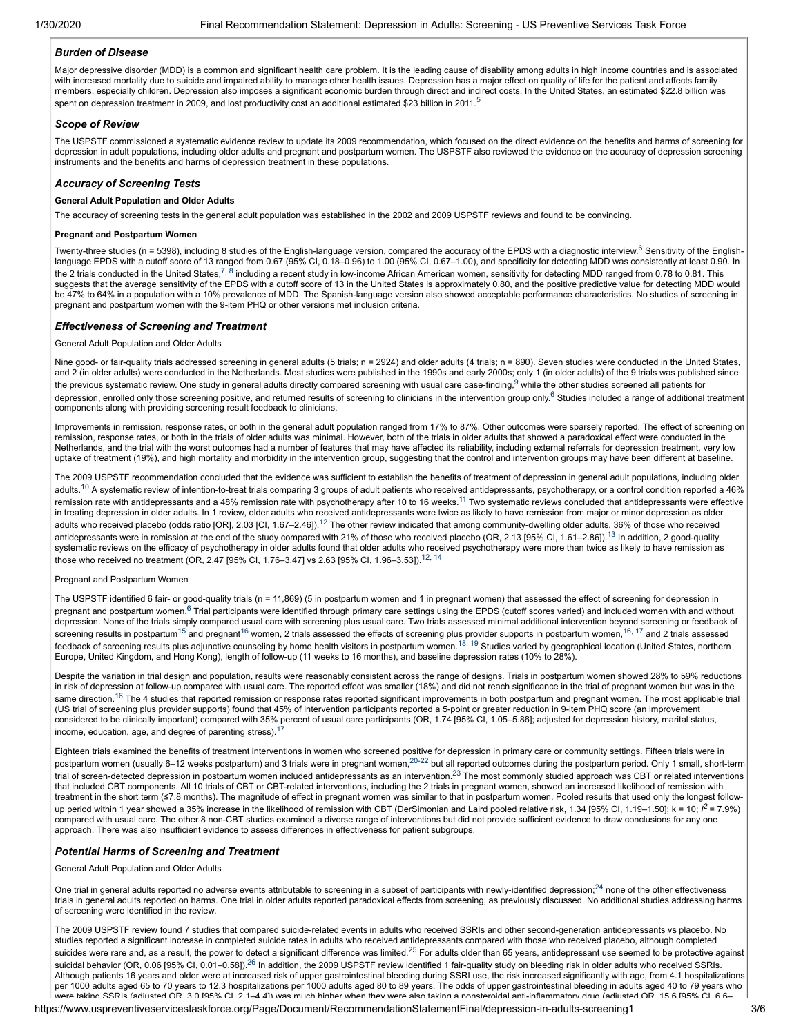### Burden of Disease

Major depressive disorder (MDD) is a common and significant health care problem. It is the leading cause of disability among adults in high income countries and is associated with increased mortality due to suicide and impaired ability to manage other health issues. Depression has a major effect on quality of life for the patient and affects family members, especially children. Depression also imposes a significant economic burden through direct and indirect costs. In the United States, an estimated $22.8 billion was spent on depression treatment in 2009, and lost productivity cost an additional estimated $23 billion in 2011.[5]

### Scope of Review

The USPSTF commissioned a systematic evidence review to update its 2009 recommendation, which focused on the direct evidence on the benefits and harms of screening for depression in adult populations, including older adults and pregnant and postpartum women. The USPSTF also reviewed the evidence on the accuracy of depression screening instruments and the benefits and harms of depression treatment in these populations.

### Accuracy of Screening Tests

**General Adult Population and Older Adults**

The accuracy of screening tests in the general adult population was established in the 2002 and 2009 USPSTF reviews and found to be convincing.

**Pregnant and Postpartum Women**

Twenty-three studies (n = 5398), including 8 studies of the English-language version, compared the accuracy of the EPDS with a diagnostic interview.[6] Sensitivity of the English-language EPDS with a cutoff score of 13 ranged from 0.67 (95% CI, 0.18–0.96) to 1.00 (95% CI, 0.67–1.00), and specificity for detecting MDD was consistently at least 0.90. In the 2 trials conducted in the United States,[7, 8] including a recent study in low-income African American women, sensitivity for detecting MDD ranged from 0.78 to 0.81. This suggests that the average sensitivity of the EPDS with a cutoff score of 13 in the United States is approximately 0.80, and the positive predictive value for detecting MDD would be 47% to 64% in a population with a 10% prevalence of MDD. The Spanish-language version also showed acceptable performance characteristics. No studies of screening in pregnant and postpartum women with the 9-item PHQ or other versions met inclusion criteria.

### Effectiveness of Screening and Treatment

General Adult Population and Older Adults

Nine good- or fair-quality trials addressed screening in general adults (5 trials; n = 2924) and older adults (4 trials; n = 890). Seven studies were conducted in the United States, and 2 (in older adults) were conducted in the Netherlands. Most studies were published in the 1990s and early 2000s; only 1 (in older adults) of the 9 trials was published since the previous systematic review. One study in general adults directly compared screening with usual care case-finding,[9] while the other studies screened all patients for depression, enrolled only those screening positive, and returned results of screening to clinicians in the intervention group only.[6] Studies included a range of additional treatment components along with providing screening result feedback to clinicians.

Improvements in remission, response rates, or both in the general adult population ranged from 17% to 87%. Other outcomes were sparsely reported. The effect of screening on remission, response rates, or both in the trials of older adults was minimal. However, both of the trials in older adults that showed a paradoxical effect were conducted in the Netherlands, and the trial with the worst outcomes had a number of features that may have affected its reliability, including external referrals for depression treatment, very low uptake of treatment (19%), and high mortality and morbidity in the intervention group, suggesting that the control and intervention groups may have been different at baseline.

The 2009 USPSTF recommendation concluded that the evidence was sufficient to establish the benefits of treatment of depression in general adult populations, including older adults.[10] A systematic review of intention-to-treat trials comparing 3 groups of adult patients who received antidepressants, psychotherapy, or a control condition reported a 46% remission rate with antidepressants and a 48% remission rate with psychotherapy after 10 to 16 weeks.[11] Two systematic reviews concluded that antidepressants were effective in treating depression in older adults. In 1 review, older adults who received antidepressants were twice as likely to have remission from major or minor depression as older adults who received placebo (odds ratio [OR], 2.03 [CI, 1.67–2.46]).[12] The other review indicated that among community-dwelling older adults, 36% of those who received antidepressants were in remission at the end of the study compared with 21% of those who received placebo (OR, 2.13 [95% CI, 1.61–2.86]).[13] In addition, 2 good-quality systematic reviews on the efficacy of psychotherapy in older adults found that older adults who received psychotherapy were more than twice as likely to have remission as those who received no treatment (OR, 2.47 [95% CI, 1.76–3.47] vs 2.63 [95% CI, 1.96–3.53]).[12, 14]

Pregnant and Postpartum Women

The USPSTF identified 6 fair- or good-quality trials (n = 11,869) (5 in postpartum women and 1 in pregnant women) that assessed the effect of screening for depression in pregnant and postpartum women.[6] Trial participants were identified through primary care settings using the EPDS (cutoff scores varied) and included women with and without depression. None of the trials simply compared usual care with screening plus usual care. Two trials assessed minimal additional intervention beyond screening or feedback of screening results in postpartum[15] and pregnant[16] women, 2 trials assessed the effects of screening plus provider supports in postpartum women,[16, 17] and 2 trials assessed feedback of screening results plus adjunctive counseling by home health visitors in postpartum women.[18, 19] Studies varied by geographical location (United States, northern Europe, United Kingdom, and Hong Kong), length of follow-up (11 weeks to 16 months), and baseline depression rates (10% to 28%).

Despite the variation in trial design and population, results were reasonably consistent across the range of designs. Trials in postpartum women showed 28% to 59% reductions in risk of depression at follow-up compared with usual care. The reported effect was smaller (18%) and did not reach significance in the trial of pregnant women but was in the same direction.[16] The 4 studies that reported remission or response rates reported significant improvements in both postpartum and pregnant women. The most applicable trial (US trial of screening plus provider supports) found that 45% of intervention participants reported a 5-point or greater reduction in 9-item PHQ score (an improvement considered to be clinically important) compared with 35% percent of usual care participants (OR, 1.74 [95% CI, 1.05–5.86]; adjusted for depression history, marital status, income, education, age, and degree of parenting stress).[17]

Eighteen trials examined the benefits of treatment interventions in women who screened positive for depression in primary care or community settings. Fifteen trials were in postpartum women (usually 6–12 weeks postpartum) and 3 trials were in pregnant women,[20-22] but all reported outcomes during the postpartum period. Only 1 small, short-term trial of screen-detected depression in postpartum women included antidepressants as an intervention.[23] The most commonly studied approach was CBT or related interventions that included CBT components. All 10 trials of CBT or CBT-related interventions, including the 2 trials in pregnant women, showed an increased likelihood of remission with treatment in the short term (≤7.8 months). The magnitude of effect in pregnant women was similar to that in postpartum women. Pooled results that used only the longest follow-up period within 1 year showed a 35% increase in the likelihood of remission with CBT (DerSimonian and Laird pooled relative risk, 1.34 [95% CI, 1.19–1.50]; k = 10; $I^2$ = 7.9%) compared with usual care. The other 8 non-CBT studies examined a diverse range of interventions but did not provide sufficient evidence to draw conclusions for any one approach. There was also insufficient evidence to assess differences in effectiveness for patient subgroups.

### Potential Harms of Screening and Treatment

General Adult Population and Older Adults

One trial in general adults reported no adverse events attributable to screening in a subset of participants with newly-identified depression;[24] none of the other effectiveness trials in general adults reported on harms. One trial in older adults reported paradoxical effects from screening, as previously discussed. No additional studies addressing harms of screening were identified in the review.

The 2009 USPSTF review found 7 studies that compared suicide-related events in adults who received SSRIs and other second-generation antidepressants vs placebo. No studies reported a significant increase in completed suicide rates in adults who received antidepressants compared with those who received placebo, although completed suicides were rare and, as a result, the power to detect a significant difference was limited.[25] For adults older than 65 years, antidepressant use seemed to be protective against suicidal behavior (OR, 0.06 [95% CI, 0.01–0.58]).[26] In addition, the 2009 USPSTF review identified 1 fair-quality study on bleeding risk in older adults who received SSRIs. Although patients 16 years and older were at increased risk of upper gastrointestinal bleeding during SSRI use, the risk increased significantly with age, from 4.1 hospitalizations per 1000 adults aged 65 to 70 years to 12.3 hospitalizations per 1000 adults aged 80 to 89 years. The odds of upper gastrointestinal bleeding in adults aged 40 to 79 years who were taking SSRIs (adjusted OR, 3.0 [95% CI, 2.1–4.4]) was much higher when they were also taking a nonsteroidal anti-inflammatory drug (adjusted OR, 15.6 [95% CI, 6.6–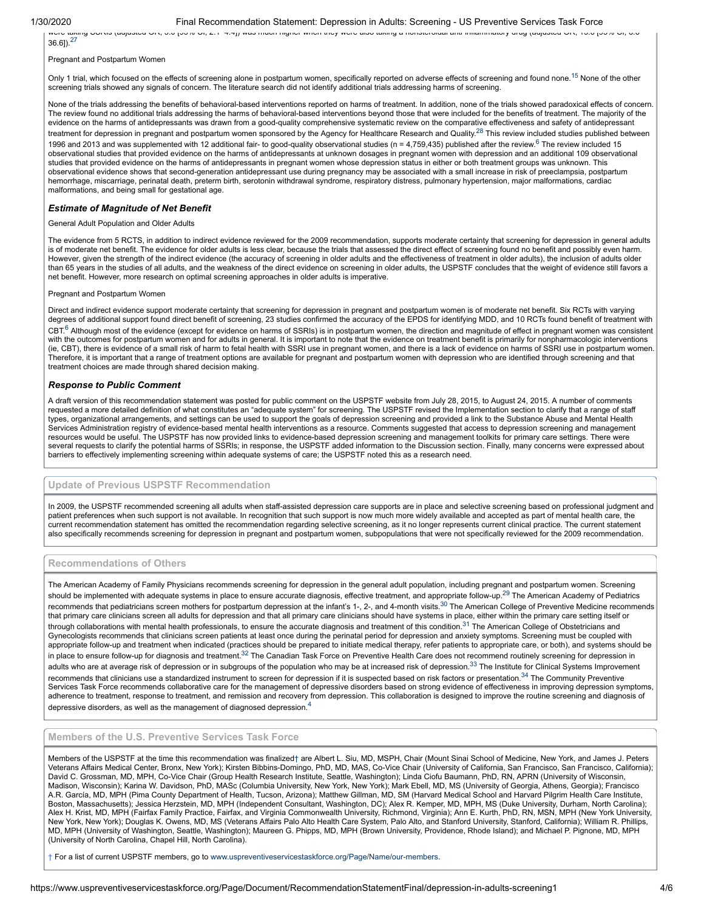were taking SSRIs (adjusted OR, 3.0 [95% CI, 2.1–4.4]) was much higher when they were also taking a nonsteroidal anti-inflammatory drug (adjusted OR, 15.6 [95% CI, 6.6–36.6]).[27]

Pregnant and Postpartum Women

Only 1 trial, which focused on the effects of screening alone in postpartum women, specifically reported on adverse effects of screening and found none.[15] None of the other screening trials showed any signals of concern. The literature search did not identify additional trials addressing harms of screening.

None of the trials addressing the benefits of behavioral-based interventions reported on harms of treatment. In addition, none of the trials showed paradoxical effects of concern. The review found no additional trials addressing the harms of behavioral-based interventions beyond those that were included for the benefits of treatment. The majority of the evidence on the harms of antidepressants was drawn from a good-quality comprehensive systematic review on the comparative effectiveness and safety of antidepressant treatment for depression in pregnant and postpartum women sponsored by the Agency for Healthcare Research and Quality.[28] This review included studies published between 1996 and 2013 and was supplemented with 12 additional fair- to good-quality observational studies (n = 4,759,435) published after the review.[6] The review included 15 observational studies that provided evidence on the harms of antidepressants at unknown dosages in pregnant women with depression and an additional 109 observational studies that provided evidence on the harms of antidepressants in pregnant women whose depression status in either or both treatment groups was unknown. This observational evidence shows that second-generation antidepressant use during pregnancy may be associated with a small increase in risk of preeclampsia, postpartum hemorrhage, miscarriage, perinatal death, preterm birth, serotonin withdrawal syndrome, respiratory distress, pulmonary hypertension, major malformations, cardiac malformations, and being small for gestational age.

### *Estimate of Magnitude of Net Benefit*

General Adult Population and Older Adults

The evidence from 5 RCTS, in addition to indirect evidence reviewed for the 2009 recommendation, supports moderate certainty that screening for depression in general adults is of moderate net benefit. The evidence for older adults is less clear, because the trials that assessed the direct effect of screening found no benefit and possibly even harm. However, given the strength of the indirect evidence (the accuracy of screening in older adults and the effectiveness of treatment in older adults), the inclusion of adults older than 65 years in the studies of all adults, and the weakness of the direct evidence on screening in older adults, the USPSTF concludes that the weight of evidence still favors a net benefit. However, more research on optimal screening approaches in older adults is imperative.

Pregnant and Postpartum Women

Direct and indirect evidence support moderate certainty that screening for depression in pregnant and postpartum women is of moderate net benefit. Six RCTs with varying degrees of additional support found direct benefit of screening, 23 studies confirmed the accuracy of the EPDS for identifying MDD, and 10 RCTs found benefit of treatment with CBT.[6] Although most of the evidence (except for evidence on harms of SSRIs) is in postpartum women, the direction and magnitude of effect in pregnant women was consistent with the outcomes for postpartum women and for adults in general. It is important to note that the evidence on treatment benefit is primarily for nonpharmacologic interventions (ie, CBT), there is evidence of a small risk of harm to fetal health with SSRI use in pregnant women, and there is a lack of evidence on harms of SSRI use in postpartum women. Therefore, it is important that a range of treatment options are available for pregnant and postpartum women with depression who are identified through screening and that treatment choices are made through shared decision making.

### *Response to Public Comment*

A draft version of this recommendation statement was posted for public comment on the USPSTF website from July 28, 2015, to August 24, 2015. A number of comments requested a more detailed definition of what constitutes an "adequate system" for screening. The USPSTF revised the Implementation section to clarify that a range of staff types, organizational arrangements, and settings can be used to support the goals of depression screening and provided a link to the Substance Abuse and Mental Health Services Administration registry of evidence-based mental health interventions as a resource. Comments suggested that access to depression screening and management resources would be useful. The USPSTF has now provided links to evidence-based depression screening and management toolkits for primary care settings. There were several requests to clarify the potential harms of SSRIs; in response, the USPSTF added information to the Discussion section. Finally, many concerns were expressed about barriers to effectively implementing screening within adequate systems of care; the USPSTF noted this as a research need.

## Update of Previous USPSTF Recommendation

In 2009, the USPSTF recommended screening all adults when staff-assisted depression care supports are in place and selective screening based on professional judgment and patient preferences when such support is not available. In recognition that such support is now much more widely available and accepted as part of mental health care, the current recommendation statement has omitted the recommendation regarding selective screening, as it no longer represents current clinical practice. The current statement also specifically recommends screening for depression in pregnant and postpartum women, subpopulations that were not specifically reviewed for the 2009 recommendation.

## Recommendations of Others

The American Academy of Family Physicians recommends screening for depression in the general adult population, including pregnant and postpartum women. Screening should be implemented with adequate systems in place to ensure accurate diagnosis, effective treatment, and appropriate follow-up.[29] The American Academy of Pediatrics recommends that pediatricians screen mothers for postpartum depression at the infant's 1-, 2-, and 4-month visits.[30] The American College of Preventive Medicine recommends that primary care clinicians screen all adults for depression and that all primary care clinicians should have systems in place, either within the primary care setting itself or through collaborations with mental health professionals, to ensure the accurate diagnosis and treatment of this condition.[31] The American College of Obstetricians and Gynecologists recommends that clinicians screen patients at least once during the perinatal period for depression and anxiety symptoms. Screening must be coupled with appropriate follow-up and treatment when indicated (practices should be prepared to initiate medical therapy, refer patients to appropriate care, or both), and systems should be in place to ensure follow-up for diagnosis and treatment.[32] The Canadian Task Force on Preventive Health Care does not recommend routinely screening for depression in adults who are at average risk of depression or in subgroups of the population who may be at increased risk of depression.[33] The Institute for Clinical Systems Improvement recommends that clinicians use a standardized instrument to screen for depression if it is suspected based on risk factors or presentation.[34] The Community Preventive Services Task Force recommends collaborative care for the management of depressive disorders based on strong evidence of effectiveness in improving depression symptoms, adherence to treatment, response to treatment, and remission and recovery from depression. This collaboration is designed to improve the routine screening and diagnosis of depressive disorders, as well as the management of diagnosed depression.[4]

## Members of the U.S. Preventive Services Task Force

Members of the USPSTF at the time this recommendation was finalized† are Albert L. Siu, MD, MSPH, Chair (Mount Sinai School of Medicine, New York, and James J. Peters Veterans Affairs Medical Center, Bronx, New York); Kirsten Bibbins-Domingo, PhD, MD, MAS, Co-Vice Chair (University of California, San Francisco, San Francisco, California); David C. Grossman, MD, MPH, Co-Vice Chair (Group Health Research Institute, Seattle, Washington); Linda Ciofu Baumann, PhD, RN, APRN (University of Wisconsin, Madison, Wisconsin); Karina W. Davidson, PhD, MASc (Columbia University, New York, New York); Mark Ebell, MD, MS (University of Georgia, Athens, Georgia); Francisco A.R. García, MD, MPH (Pima County Department of Health, Tucson, Arizona); Matthew Gillman, MD, SM (Harvard Medical School and Harvard Pilgrim Health Care Institute, Boston, Massachusetts); Jessica Herzstein, MD, MPH (Independent Consultant, Washington, DC); Alex R. Kemper, MD, MPH, MS (Duke University, Durham, North Carolina); Alex H. Krist, MD, MPH (Fairfax Family Practice, Fairfax, and Virginia Commonwealth University, Richmond, Virginia); Ann E. Kurth, PhD, RN, MSN, MPH (New York University, New York, New York); Douglas K. Owens, MD, MS (Veterans Affairs Palo Alto Health Care System, Palo Alto, and Stanford University, Stanford, California); William R. Phillips, MD, MPH (University of Washington, Seattle, Washington); Maureen G. Phipps, MD, MPH (Brown University, Providence, Rhode Island); and Michael P. Pignone, MD, MPH (University of North Carolina, Chapel Hill, North Carolina).

† For a list of current USPSTF members, go to www.uspreventiveservicestaskforce.org/Page/Name/our-members.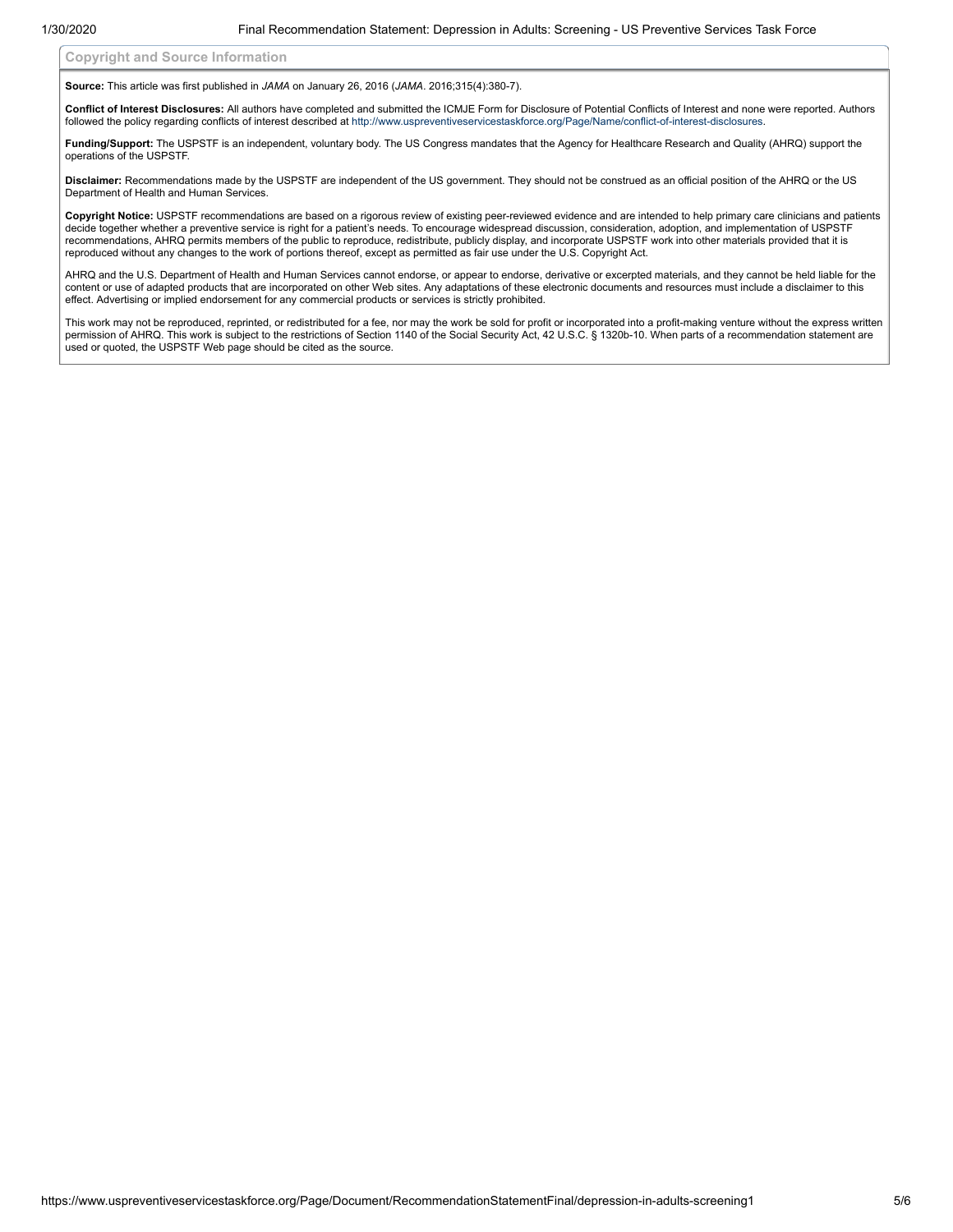## Copyright and Source Information

**Source:** This article was first published in *JAMA* on January 26, 2016 (*JAMA*. 2016;315(4):380-7).

**Conflict of Interest Disclosures:** All authors have completed and submitted the ICMJE Form for Disclosure of Potential Conflicts of Interest and none were reported. Authors followed the policy regarding conflicts of interest described at http://www.uspreventiveservicestaskforce.org/Page/Name/conflict-of-interest-disclosures.

**Funding/Support:** The USPSTF is an independent, voluntary body. The US Congress mandates that the Agency for Healthcare Research and Quality (AHRQ) support the operations of the USPSTF.

**Disclaimer:** Recommendations made by the USPSTF are independent of the US government. They should not be construed as an official position of the AHRQ or the US Department of Health and Human Services.

**Copyright Notice:** USPSTF recommendations are based on a rigorous review of existing peer-reviewed evidence and are intended to help primary care clinicians and patients decide together whether a preventive service is right for a patient's needs. To encourage widespread discussion, consideration, adoption, and implementation of USPSTF recommendations, AHRQ permits members of the public to reproduce, redistribute, publicly display, and incorporate USPSTF work into other materials provided that it is reproduced without any changes to the work of portions thereof, except as permitted as fair use under the U.S. Copyright Act.

AHRQ and the U.S. Department of Health and Human Services cannot endorse, or appear to endorse, derivative or excerpted materials, and they cannot be held liable for the content or use of adapted products that are incorporated on other Web sites. Any adaptations of these electronic documents and resources must include a disclaimer to this effect. Advertising or implied endorsement for any commercial products or services is strictly prohibited.

This work may not be reproduced, reprinted, or redistributed for a fee, nor may the work be sold for profit or incorporated into a profit-making venture without the express written permission of AHRQ. This work is subject to the restrictions of Section 1140 of the Social Security Act, 42 U.S.C. § 1320b-10. When parts of a recommendation statement are used or quoted, the USPSTF Web page should be cited as the source.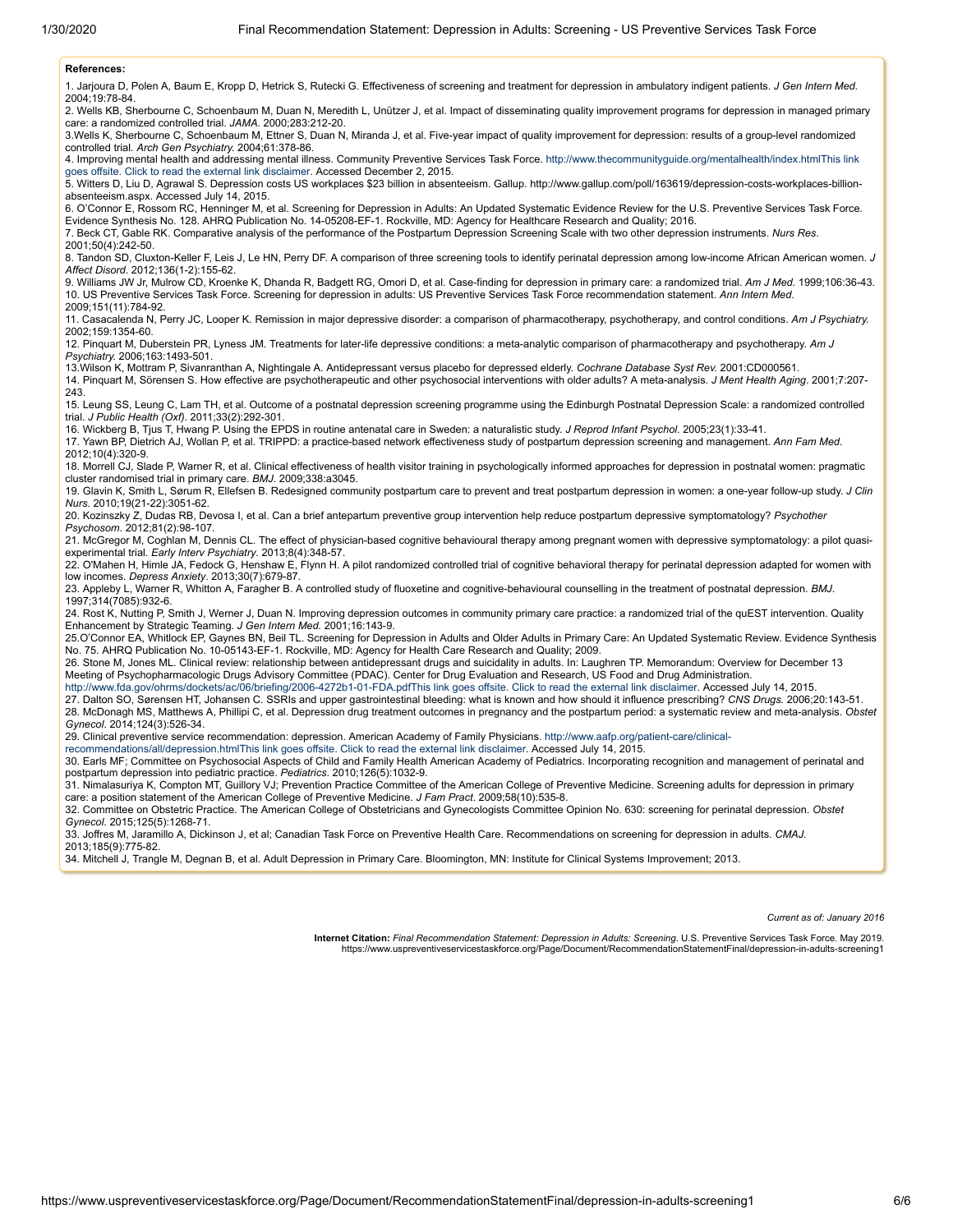**References:**

1. Jarjoura D, Polen A, Baum E, Kropp D, Hetrick S, Rutecki G. Effectiveness of screening and treatment for depression in ambulatory indigent patients. *J Gen Intern Med.* 2004;19:78-84.
2. Wells KB, Sherbourne C, Schoenbaum M, Duan N, Meredith L, Unützer J, et al. Impact of disseminating quality improvement programs for depression in managed primary care: a randomized controlled trial. *JAMA.* 2000;283:212-20.
3. Wells K, Sherbourne C, Schoenbaum M, Ettner S, Duan N, Miranda J, et al. Five-year impact of quality improvement for depression: results of a group-level randomized controlled trial. *Arch Gen Psychiatry.* 2004;61:378-86.
4. Improving mental health and addressing mental illness. Community Preventive Services Task Force. http://www.thecommunityguide.org/mentalhealth/index.htmlThis link goes offsite. Click to read the external link disclaimer. Accessed December 2, 2015.
5. Witters D, Liu D, Agrawal S. Depression costs US workplaces $23 billion in absenteeism. Gallup. http://www.gallup.com/poll/163619/depression-costs-workplaces-billion-absenteeism.aspx. Accessed July 14, 2015.
6. O'Connor E, Rossom RC, Henninger M, et al. Screening for Depression in Adults: An Updated Systematic Evidence Review for the U.S. Preventive Services Task Force. Evidence Synthesis No. 128. AHRQ Publication No. 14-05208-EF-1. Rockville, MD: Agency for Healthcare Research and Quality; 2016.
7. Beck CT, Gable RK. Comparative analysis of the performance of the Postpartum Depression Screening Scale with two other depression instruments. *Nurs Res.* 2001;50(4):242-50.
8. Tandon SD, Cluxton-Keller F, Leis J, Le HN, Perry DF. A comparison of three screening tools to identify perinatal depression among low-income African American women. *J Affect Disord.* 2012;136(1-2):155-62.
9. Williams JW Jr, Mulrow CD, Kroenke K, Dhanda R, Badgett RG, Omori D, et al. Case-finding for depression in primary care: a randomized trial. *Am J Med.* 1999;106:36-43.
10. US Preventive Services Task Force. Screening for depression in adults: US Preventive Services Task Force recommendation statement. *Ann Intern Med.* 2009;151(11):784-92.
11. Casacalenda N, Perry JC, Looper K. Remission in major depressive disorder: a comparison of pharmacotherapy, psychotherapy, and control conditions. *Am J Psychiatry.* 2002;159:1354-60.
12. Pinquart M, Duberstein PR, Lyness JM. Treatments for later-life depressive conditions: a meta-analytic comparison of pharmacotherapy and psychotherapy. *Am J Psychiatry.* 2006;163:1493-501.
13. Wilson K, Mottram P, Sivanranthan A, Nightingale A. Antidepressant versus placebo for depressed elderly. *Cochrane Database Syst Rev.* 2001:CD000561.
14. Pinquart M, Sörensen S. How effective are psychotherapeutic and other psychosocial interventions with older adults? A meta-analysis. *J Ment Health Aging.* 2001;7:207-243.
15. Leung SS, Leung C, Lam TH, et al. Outcome of a postnatal depression screening programme using the Edinburgh Postnatal Depression Scale: a randomized controlled trial. *J Public Health (Oxf).* 2011;33(2):292-301.
16. Wickberg B, Tjus T, Hwang P. Using the EPDS in routine antenatal care in Sweden: a naturalistic study. *J Reprod Infant Psychol.* 2005;23(1):33-41.
17. Yawn BP, Dietrich AJ, Wollan P, et al. TRIPPD: a practice-based network effectiveness study of postpartum depression screening and management. *Ann Fam Med.* 2012;10(4):320-9.
18. Morrell CJ, Slade P, Warner R, et al. Clinical effectiveness of health visitor training in psychologically informed approaches for depression in postnatal women: pragmatic cluster randomised trial in primary care. *BMJ.* 2009;338:a3045.
19. Glavin K, Smith L, Sørum R, Ellefsen B. Redesigned community postpartum care to prevent and treat postpartum depression in women: a one-year follow-up study. *J Clin Nurs.* 2010;19(21-22):3051-62.
20. Kozinszky Z, Dudas RB, Devosa I, et al. Can a brief antepartum preventive group intervention help reduce postpartum depressive symptomatology? *Psychother Psychosom.* 2012;81(2):98-107.
21. McGregor M, Coghlan M, Dennis CL. The effect of physician-based cognitive behavioural therapy among pregnant women with depressive symptomatology: a pilot quasi-experimental trial. *Early Interv Psychiatry.* 2013;8(4):348-57.
22. O'Mahen H, Himle JA, Fedock G, Henshaw E, Flynn H. A pilot randomized controlled trial of cognitive behavioral therapy for perinatal depression adapted for women with low incomes. *Depress Anxiety.* 2013;30(7):679-87.
23. Appleby L, Warner R, Whitton A, Faragher B. A controlled study of fluoxetine and cognitive-behavioural counselling in the treatment of postnatal depression. *BMJ.* 1997;314(7085):932-6.
24. Rost K, Nutting P, Smith J, Werner J, Duan N. Improving depression outcomes in community primary care practice: a randomized trial of the quEST intervention. Quality Enhancement by Strategic Teaming. *J Gen Intern Med.* 2001;16:143-9.
25. O'Connor EA, Whitlock EP, Gaynes BN, Beil TL. Screening for Depression in Adults and Older Adults in Primary Care: An Updated Systematic Review. Evidence Synthesis No. 75. AHRQ Publication No. 10-05143-EF-1. Rockville, MD: Agency for Health Care Research and Quality; 2009.
26. Stone M, Jones ML. Clinical review: relationship between antidepressant drugs and suicidality in adults. In: Laughren TP. Memorandum: Overview for December 13 Meeting of Psychopharmacologic Drugs Advisory Committee (PDAC). Center for Drug Evaluation and Research, US Food and Drug Administration. http://www.fda.gov/ohrms/dockets/ac/06/briefing/2006-4272b1-01-FDA.pdfThis link goes offsite. Click to read the external link disclaimer. Accessed July 14, 2015.
27. Dalton SO, Sørensen HT, Johansen C. SSRIs and upper gastrointestinal bleeding: what is known and how should it influence prescribing? *CNS Drugs.* 2006;20:143-51.
28. McDonagh MS, Matthews A, Phillipi C, et al. Depression drug treatment outcomes in pregnancy and the postpartum period: a systematic review and meta-analysis. *Obstet Gynecol.* 2014;124(3):526-34.
29. Clinical preventive service recommendation: depression. American Academy of Family Physicians. http://www.aafp.org/patient-care/clinical-recommendations/all/depression.htmlThis link goes offsite. Click to read the external link disclaimer. Accessed July 14, 2015.
30. Earls MF; Committee on Psychosocial Aspects of Child and Family Health American Academy of Pediatrics. Incorporating recognition and management of perinatal and postpartum depression into pediatric practice. *Pediatrics.* 2010;126(5):1032-9.
31. Nimalasuriya K, Compton MT, Guillory VJ; Prevention Practice Committee of the American College of Preventive Medicine. Screening adults for depression in primary care: a position statement of the American College of Preventive Medicine. *J Fam Pract.* 2009;58(10):535-8.
32. Committee on Obstetric Practice. The American College of Obstetricians and Gynecologists Committee Opinion No. 630: screening for perinatal depression. *Obstet Gynecol.* 2015;125(5):1268-71.
33. Joffres M, Jaramillo A, Dickinson J, et al; Canadian Task Force on Preventive Health Care. Recommendations on screening for depression in adults. *CMAJ.* 2013;185(9):775-82.
34. Mitchell J, Trangle M, Degnan B, et al. Adult Depression in Primary Care. Bloomington, MN: Institute for Clinical Systems Improvement; 2013.

*Current as of: January 2016*

**Internet Citation:** *Final Recommendation Statement: Depression in Adults: Screening*. U.S. Preventive Services Task Force. May 2019. https://www.uspreventiveservicestaskforce.org/Page/Document/RecommendationStatementFinal/depression-in-adults-screening1